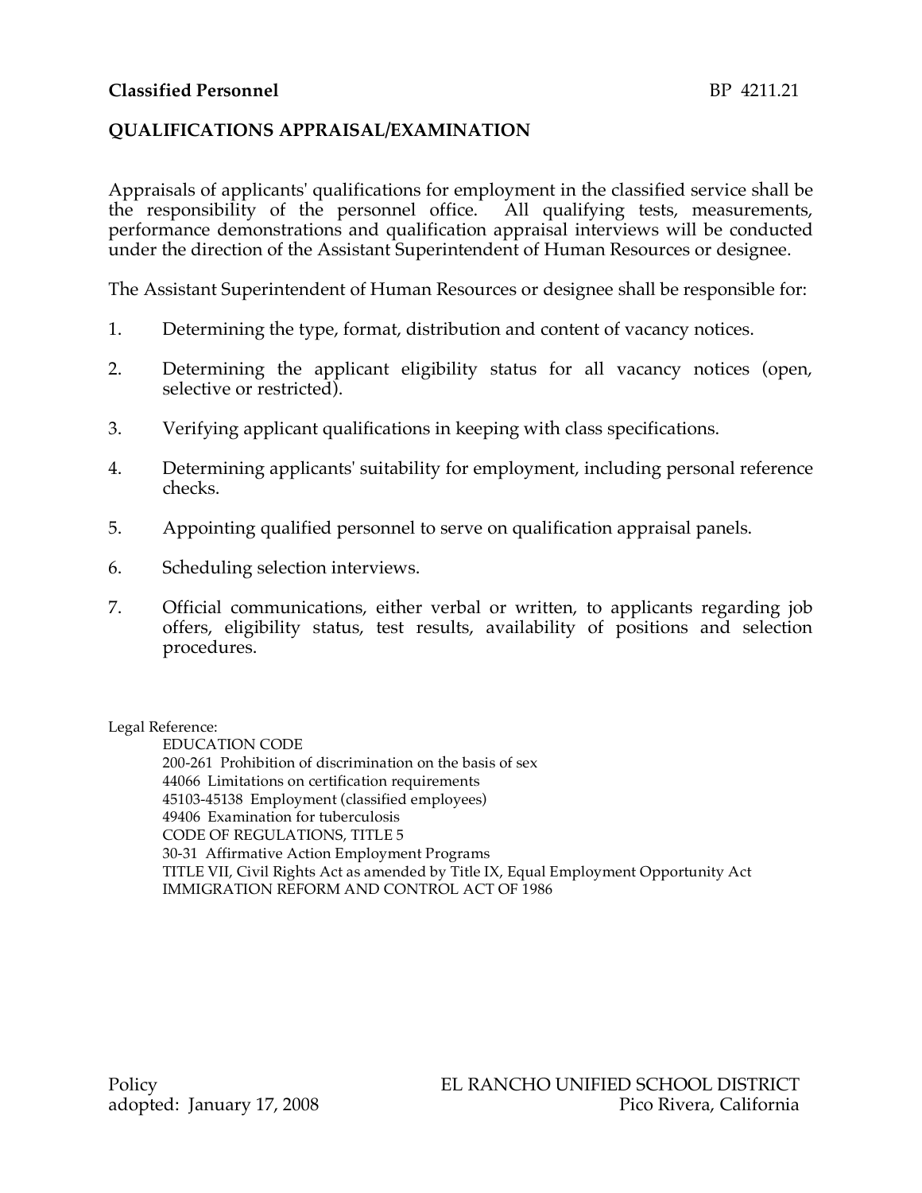**Classified Personnel** BP 4211.21

## QUALIFICATIONS APPRAISAL/EXAMINATION

Appraisals of applicants' qualifications for employment in the classified service shall be the responsibility of the personnel office. All qualifying tests, measurements, performance demonstrations and qualification appraisal interviews will be conducted under the direction of the Assistant Superintendent of Human Resources or designee.

The Assistant Superintendent of Human Resources or designee shall be responsible for:

1. Determining the type, format, distribution and content of vacancy notices.
2. Determining the applicant eligibility status for all vacancy notices (open, selective or restricted).
3. Verifying applicant qualifications in keeping with class specifications.
4. Determining applicants' suitability for employment, including personal reference checks.
5. Appointing qualified personnel to serve on qualification appraisal panels.
6. Scheduling selection interviews.
7. Official communications, either verbal or written, to applicants regarding job offers, eligibility status, test results, availability of positions and selection procedures.

Legal Reference:

EDUCATION CODE
200-261 Prohibition of discrimination on the basis of sex
44066 Limitations on certification requirements
45103-45138 Employment (classified employees)
49406 Examination for tuberculosis
CODE OF REGULATIONS, TITLE 5
30-31 Affirmative Action Employment Programs
TITLE VII, Civil Rights Act as amended by Title IX, Equal Employment Opportunity Act
IMMIGRATION REFORM AND CONTROL ACT OF 1986

Policy
adopted: January 17, 2008

EL RANCHO UNIFIED SCHOOL DISTRICT
Pico Rivera, California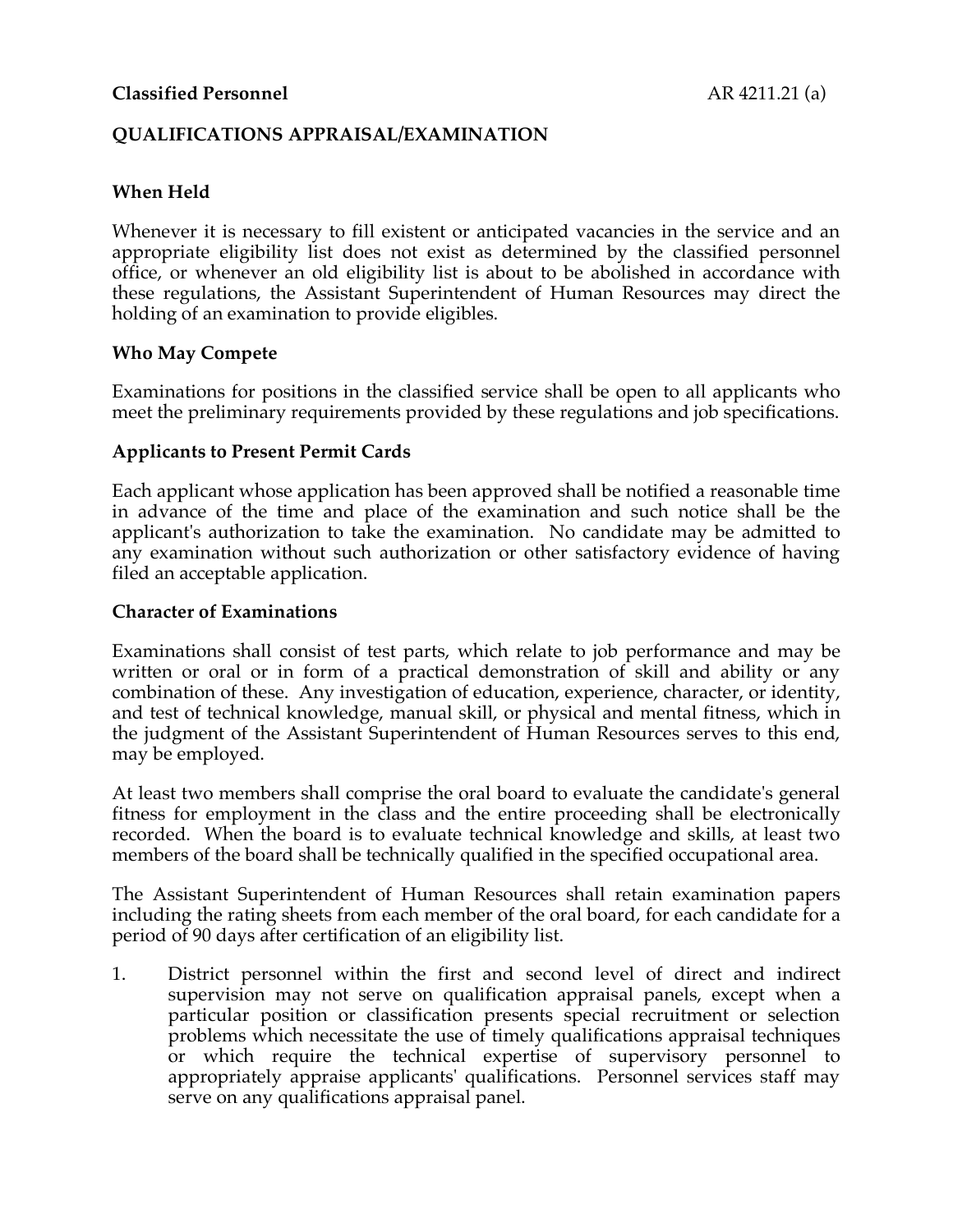**Classified Personnel** AR 4211.21 (a)

**QUALIFICATIONS APPRAISAL/EXAMINATION**

**When Held**

Whenever it is necessary to fill existent or anticipated vacancies in the service and an appropriate eligibility list does not exist as determined by the classified personnel office, or whenever an old eligibility list is about to be abolished in accordance with these regulations, the Assistant Superintendent of Human Resources may direct the holding of an examination to provide eligibles.

**Who May Compete**

Examinations for positions in the classified service shall be open to all applicants who meet the preliminary requirements provided by these regulations and job specifications.

**Applicants to Present Permit Cards**

Each applicant whose application has been approved shall be notified a reasonable time in advance of the time and place of the examination and such notice shall be the applicant's authorization to take the examination. No candidate may be admitted to any examination without such authorization or other satisfactory evidence of having filed an acceptable application.

**Character of Examinations**

Examinations shall consist of test parts, which relate to job performance and may be written or oral or in form of a practical demonstration of skill and ability or any combination of these. Any investigation of education, experience, character, or identity, and test of technical knowledge, manual skill, or physical and mental fitness, which in the judgment of the Assistant Superintendent of Human Resources serves to this end, may be employed.

At least two members shall comprise the oral board to evaluate the candidate's general fitness for employment in the class and the entire proceeding shall be electronically recorded. When the board is to evaluate technical knowledge and skills, at least two members of the board shall be technically qualified in the specified occupational area.

The Assistant Superintendent of Human Resources shall retain examination papers including the rating sheets from each member of the oral board, for each candidate for a period of 90 days after certification of an eligibility list.

1. District personnel within the first and second level of direct and indirect supervision may not serve on qualification appraisal panels, except when a particular position or classification presents special recruitment or selection problems which necessitate the use of timely qualifications appraisal techniques or which require the technical expertise of supervisory personnel to appropriately appraise applicants' qualifications. Personnel services staff may serve on any qualifications appraisal panel.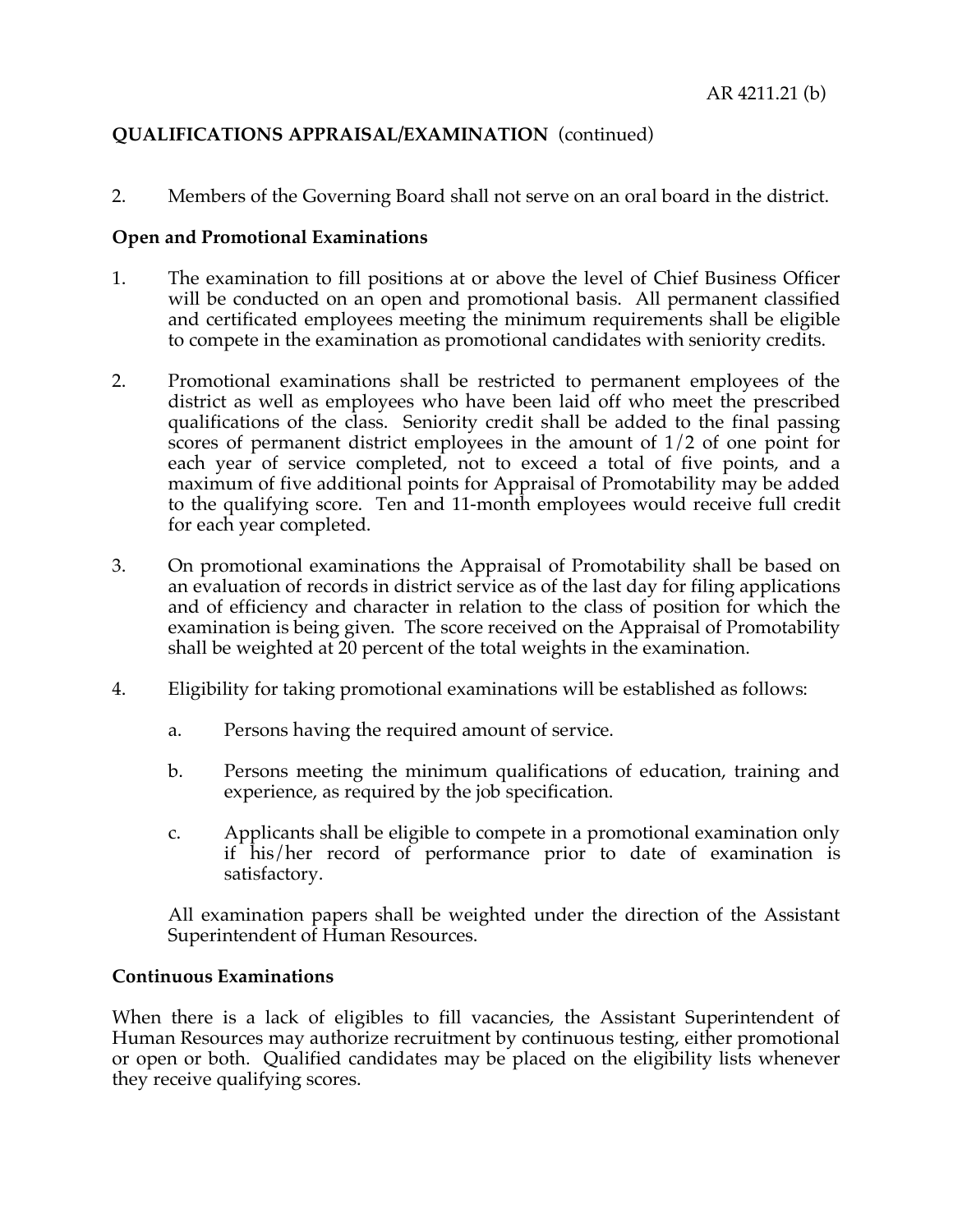## QUALIFICATIONS APPRAISAL/EXAMINATION (continued)

2. Members of the Governing Board shall not serve on an oral board in the district.

### Open and Promotional Examinations

1. The examination to fill positions at or above the level of Chief Business Officer will be conducted on an open and promotional basis. All permanent classified and certificated employees meeting the minimum requirements shall be eligible to compete in the examination as promotional candidates with seniority credits.

2. Promotional examinations shall be restricted to permanent employees of the district as well as employees who have been laid off who meet the prescribed qualifications of the class. Seniority credit shall be added to the final passing scores of permanent district employees in the amount of 1/2 of one point for each year of service completed, not to exceed a total of five points, and a maximum of five additional points for Appraisal of Promotability may be added to the qualifying score. Ten and 11-month employees would receive full credit for each year completed.

3. On promotional examinations the Appraisal of Promotability shall be based on an evaluation of records in district service as of the last day for filing applications and of efficiency and character in relation to the class of position for which the examination is being given. The score received on the Appraisal of Promotability shall be weighted at 20 percent of the total weights in the examination.

4. Eligibility for taking promotional examinations will be established as follows:

   a. Persons having the required amount of service.

   b. Persons meeting the minimum qualifications of education, training and experience, as required by the job specification.

   c. Applicants shall be eligible to compete in a promotional examination only if his/her record of performance prior to date of examination is satisfactory.

   All examination papers shall be weighted under the direction of the Assistant Superintendent of Human Resources.

### Continuous Examinations

When there is a lack of eligibles to fill vacancies, the Assistant Superintendent of Human Resources may authorize recruitment by continuous testing, either promotional or open or both. Qualified candidates may be placed on the eligibility lists whenever they receive qualifying scores.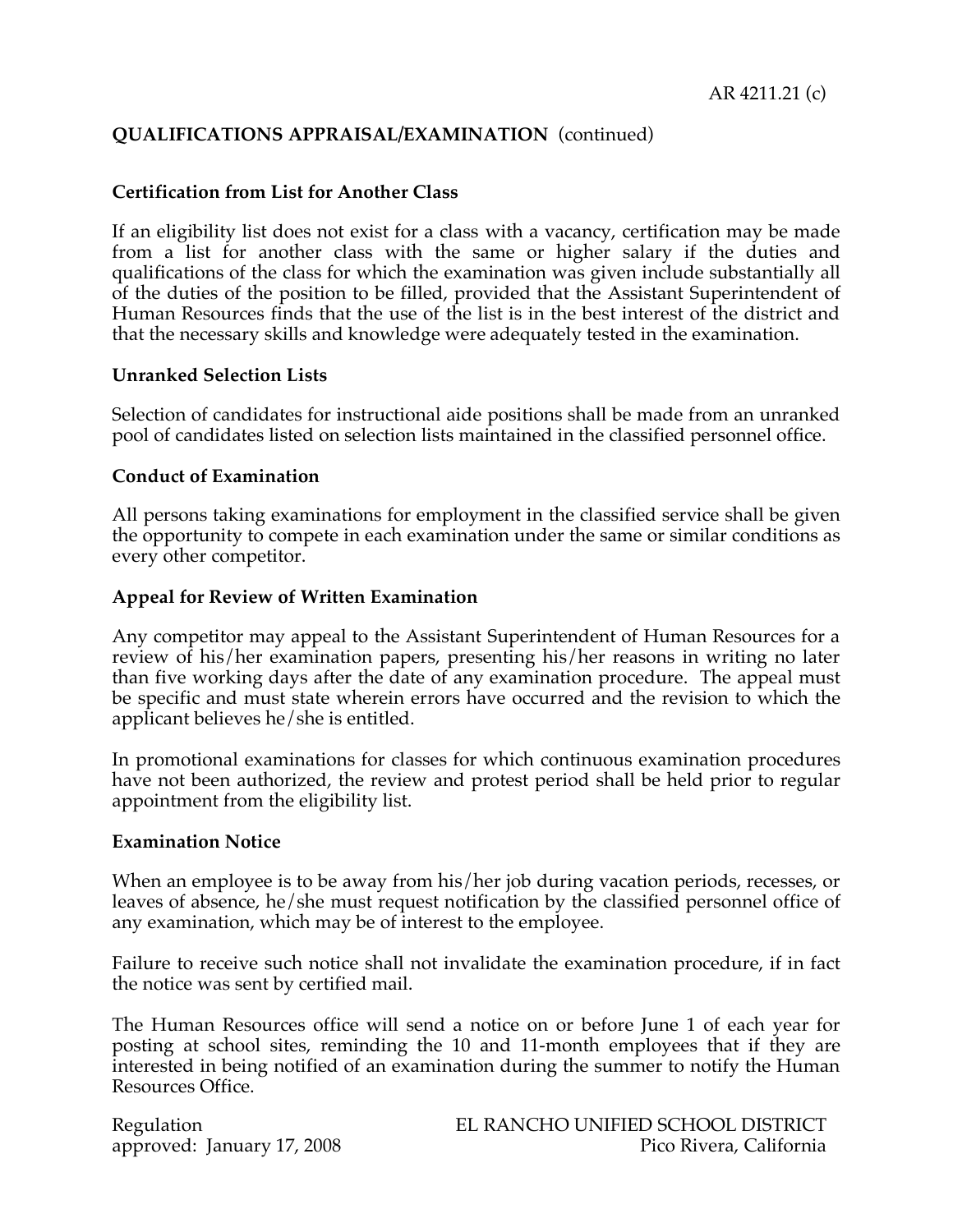AR 4211.21 (c)

**QUALIFICATIONS APPRAISAL/EXAMINATION** (continued)

**Certification from List for Another Class**

If an eligibility list does not exist for a class with a vacancy, certification may be made from a list for another class with the same or higher salary if the duties and qualifications of the class for which the examination was given include substantially all of the duties of the position to be filled, provided that the Assistant Superintendent of Human Resources finds that the use of the list is in the best interest of the district and that the necessary skills and knowledge were adequately tested in the examination.

**Unranked Selection Lists**

Selection of candidates for instructional aide positions shall be made from an unranked pool of candidates listed on selection lists maintained in the classified personnel office.

**Conduct of Examination**

All persons taking examinations for employment in the classified service shall be given the opportunity to compete in each examination under the same or similar conditions as every other competitor.

**Appeal for Review of Written Examination**

Any competitor may appeal to the Assistant Superintendent of Human Resources for a review of his/her examination papers, presenting his/her reasons in writing no later than five working days after the date of any examination procedure. The appeal must be specific and must state wherein errors have occurred and the revision to which the applicant believes he/she is entitled.

In promotional examinations for classes for which continuous examination procedures have not been authorized, the review and protest period shall be held prior to regular appointment from the eligibility list.

**Examination Notice**

When an employee is to be away from his/her job during vacation periods, recesses, or leaves of absence, he/she must request notification by the classified personnel office of any examination, which may be of interest to the employee.

Failure to receive such notice shall not invalidate the examination procedure, if in fact the notice was sent by certified mail.

The Human Resources office will send a notice on or before June 1 of each year for posting at school sites, reminding the 10 and 11-month employees that if they are interested in being notified of an examination during the summer to notify the Human Resources Office.

Regulation
approved: January 17, 2008

EL RANCHO UNIFIED SCHOOL DISTRICT
Pico Rivera, California